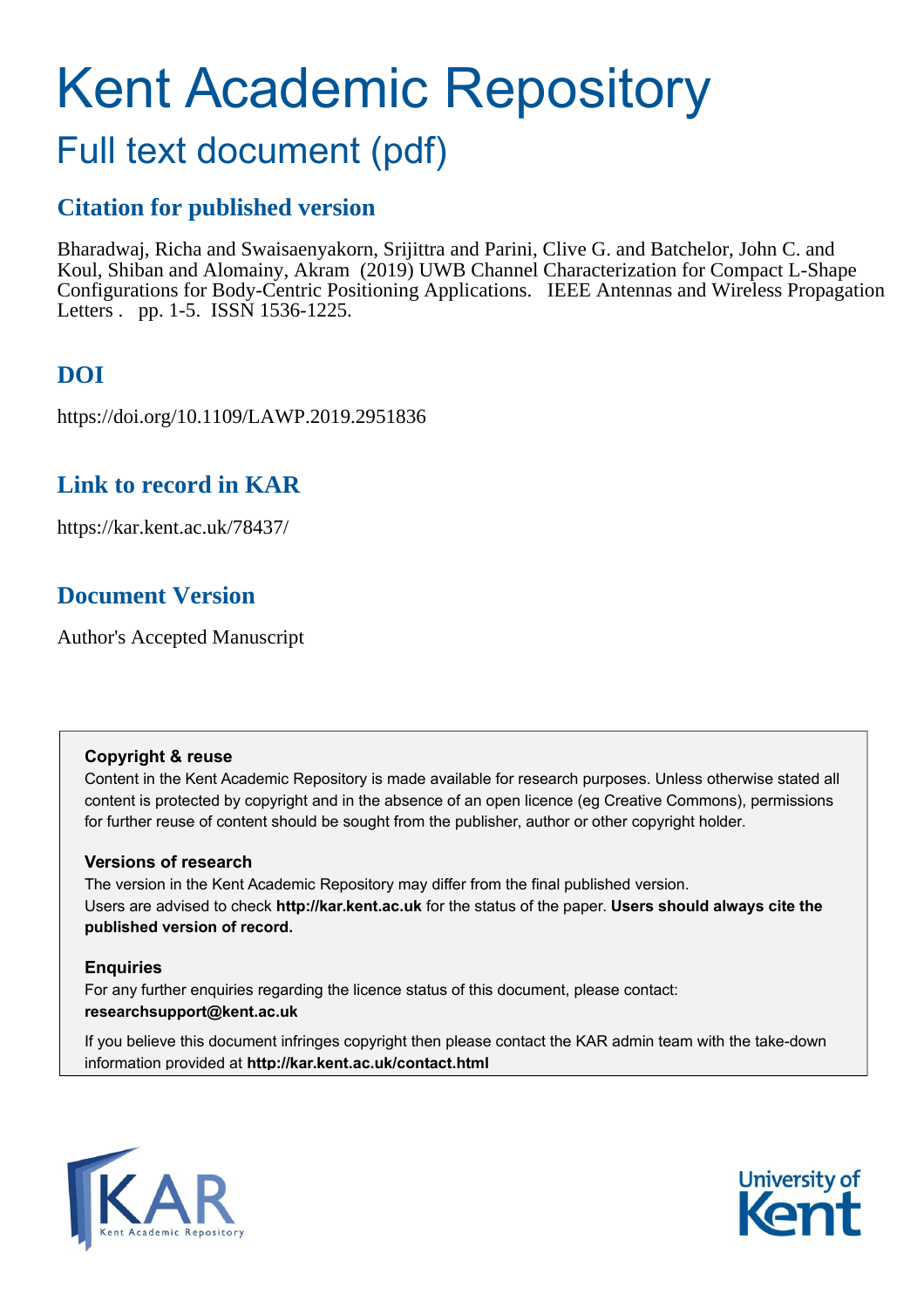# Kent Academic Repository

## Full text document (pdf)

### Citation for published version

Bharadwaj, Richa and Swaisaenyakorn, Srijittra and Parini, Clive G. and Batchelor, John C. and Koul, Shiban and Alomainy, Akram (2019) UWB Channel Characterization for Compact L-Shape Configurations for Body-Centric Positioning Applications. IEEE Antennas and Wireless Propagation Letters . pp. 1-5. ISSN 1536-1225.

### DOI

https://doi.org/10.1109/LAWP.2019.2951836

### Link to record in KAR

https://kar.kent.ac.uk/78437/

### Document Version

Author's Accepted Manuscript

**Copyright & reuse**

Content in the Kent Academic Repository is made available for research purposes. Unless otherwise stated all content is protected by copyright and in the absence of an open licence (eg Creative Commons), permissions for further reuse of content should be sought from the publisher, author or other copyright holder.

**Versions of research**

The version in the Kent Academic Repository may differ from the final published version.
Users are advised to check **http://kar.kent.ac.uk** for the status of the paper. **Users should always cite the published version of record.**

**Enquiries**

For any further enquiries regarding the licence status of this document, please contact:
**researchsupport@kent.ac.uk**

If you believe this document infringes copyright then please contact the KAR admin team with the take-down information provided at **http://kar.kent.ac.uk/contact.html**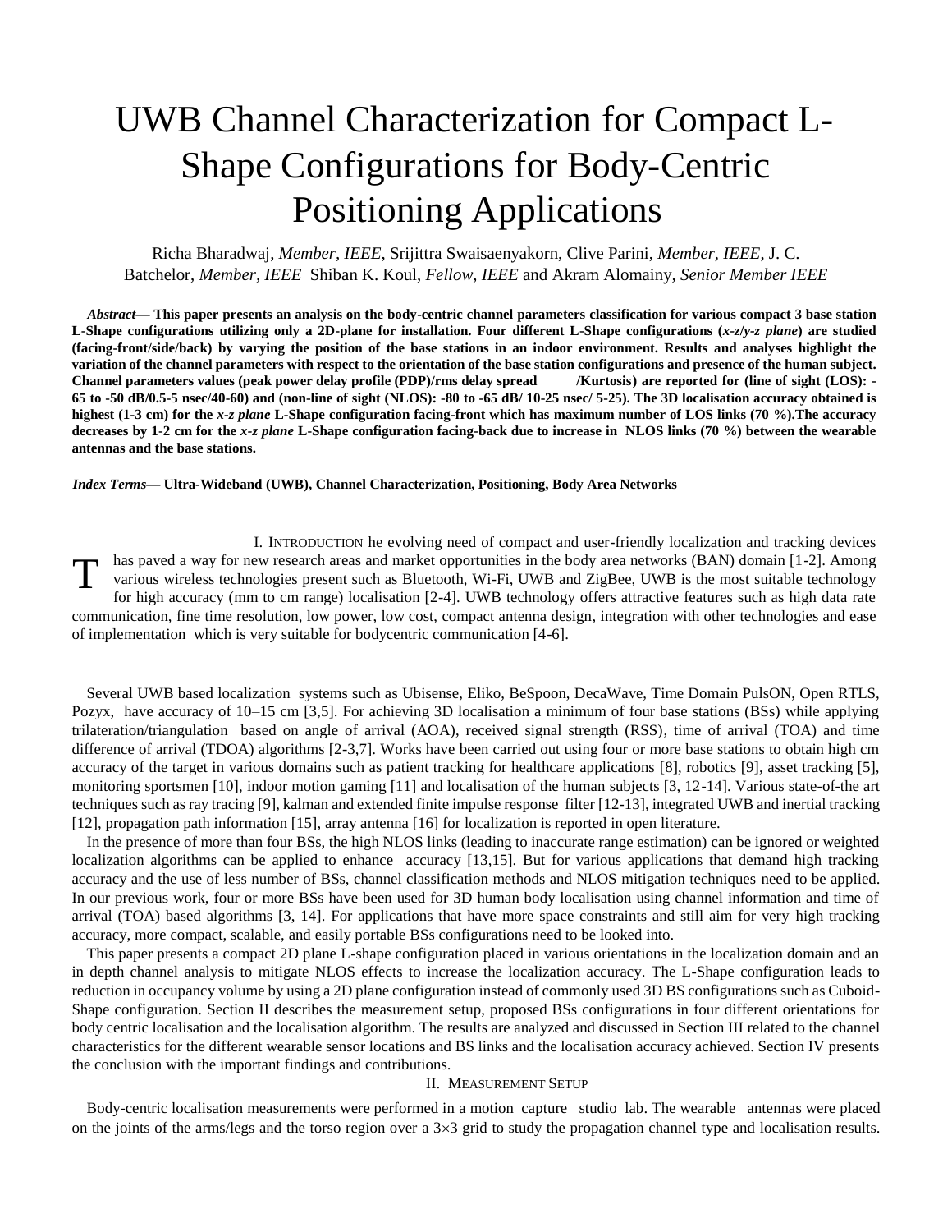# UWB Channel Characterization for Compact L-Shape Configurations for Body-Centric Positioning Applications

Richa Bharadwaj, *Member, IEEE*, Srijittra Swaisaenyakorn, Clive Parini, *Member, IEEE*, J. C. Batchelor, *Member, IEEE* Shiban K. Koul, *Fellow, IEEE* and Akram Alomainy, *Senior Member IEEE*

***Abstract*— This paper presents an analysis on the body-centric channel parameters classification for various compact 3 base station L-Shape configurations utilizing only a 2D-plane for installation. Four different L-Shape configurations (*x-z/y-z plane*) are studied (facing-front/side/back) by varying the position of the base stations in an indoor environment. Results and analyses highlight the variation of the channel parameters with respect to the orientation of the base station configurations and presence of the human subject. Channel parameters values (peak power delay profile (PDP)/rms delay spread /Kurtosis) are reported for (line of sight (LOS): -65 to -50 dB/0.5-5 nsec/40-60) and (non-line of sight (NLOS): -80 to -65 dB/ 10-25 nsec/ 5-25). The 3D localisation accuracy obtained is highest (1-3 cm) for the *x-z plane* L-Shape configuration facing-front which has maximum number of LOS links (70 %).The accuracy decreases by 1-2 cm for the *x-z plane* L-Shape configuration facing-back due to increase in NLOS links (70 %) between the wearable antennas and the base stations.**

***Index Terms*— Ultra-Wideband (UWB), Channel Characterization, Positioning, Body Area Networks**

## I. Introduction

The evolving need of compact and user-friendly localization and tracking devices has paved a way for new research areas and market opportunities in the body area networks (BAN) domain [1-2]. Among various wireless technologies present such as Bluetooth, Wi-Fi, UWB and ZigBee, UWB is the most suitable technology for high accuracy (mm to cm range) localisation [2-4]. UWB technology offers attractive features such as high data rate communication, fine time resolution, low power, low cost, compact antenna design, integration with other technologies and ease of implementation which is very suitable for bodycentric communication [4-6].

Several UWB based localization systems such as Ubisense, Eliko, BeSpoon, DecaWave, Time Domain PulsON, Open RTLS, Pozyx, have accuracy of 10–15 cm [3,5]. For achieving 3D localisation a minimum of four base stations (BSs) while applying trilateration/triangulation based on angle of arrival (AOA), received signal strength (RSS), time of arrival (TOA) and time difference of arrival (TDOA) algorithms [2-3,7]. Works have been carried out using four or more base stations to obtain high cm accuracy of the target in various domains such as patient tracking for healthcare applications [8], robotics [9], asset tracking [5], monitoring sportsmen [10], indoor motion gaming [11] and localisation of the human subjects [3, 12-14]. Various state-of-the art techniques such as ray tracing [9], kalman and extended finite impulse response filter [12-13], integrated UWB and inertial tracking [12], propagation path information [15], array antenna [16] for localization is reported in open literature.

In the presence of more than four BSs, the high NLOS links (leading to inaccurate range estimation) can be ignored or weighted localization algorithms can be applied to enhance accuracy [13,15]. But for various applications that demand high tracking accuracy and the use of less number of BSs, channel classification methods and NLOS mitigation techniques need to be applied. In our previous work, four or more BSs have been used for 3D human body localisation using channel information and time of arrival (TOA) based algorithms [3, 14]. For applications that have more space constraints and still aim for very high tracking accuracy, more compact, scalable, and easily portable BSs configurations need to be looked into.

This paper presents a compact 2D plane L-shape configuration placed in various orientations in the localization domain and an in depth channel analysis to mitigate NLOS effects to increase the localization accuracy. The L-Shape configuration leads to reduction in occupancy volume by using a 2D plane configuration instead of commonly used 3D BS configurations such as Cuboid-Shape configuration. Section II describes the measurement setup, proposed BSs configurations in four different orientations for body centric localisation and the localisation algorithm. The results are analyzed and discussed in Section III related to the channel characteristics for the different wearable sensor locations and BS links and the localisation accuracy achieved. Section IV presents the conclusion with the important findings and contributions.

## II. Measurement Setup

Body-centric localisation measurements were performed in a motion capture studio lab. The wearable antennas were placed on the joints of the arms/legs and the torso region over a 3×3 grid to study the propagation channel type and localisation results.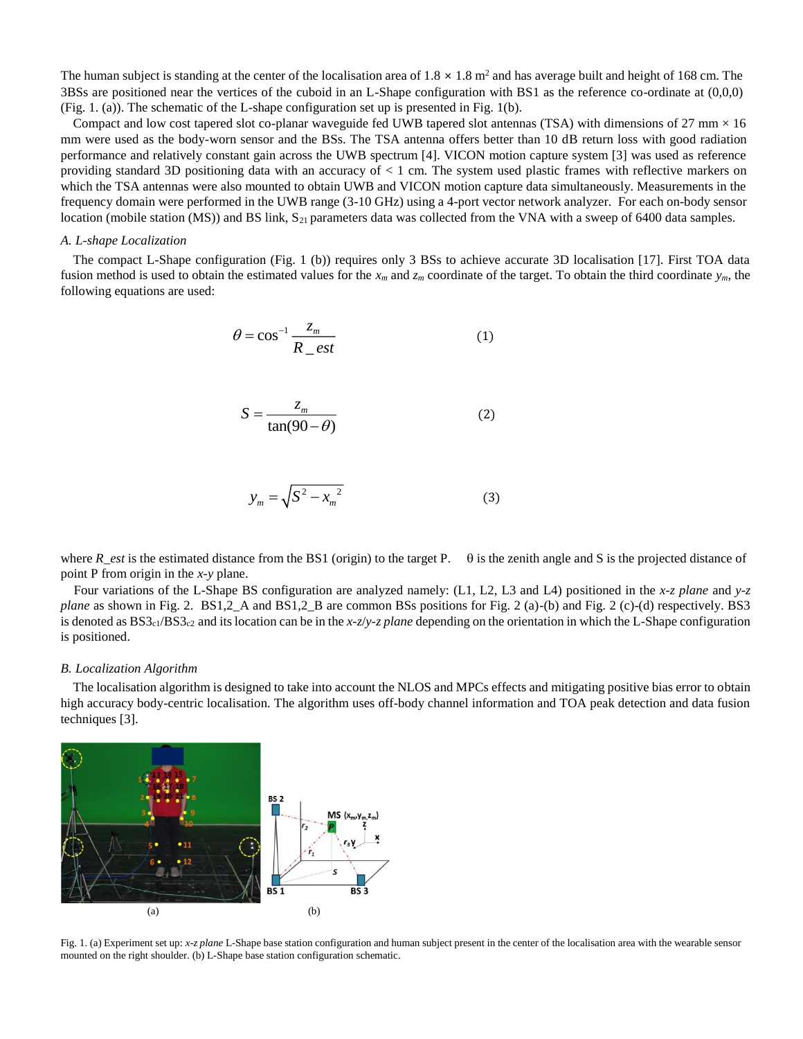The human subject is standing at the center of the localisation area of 1.8 × 1.8 m[2] and has average built and height of 168 cm. The 3BSs are positioned near the vertices of the cuboid in an L-Shape configuration with BS1 as the reference co-ordinate at (0,0,0) (Fig. 1. (a)). The schematic of the L-shape configuration set up is presented in Fig. 1(b).

Compact and low cost tapered slot co-planar waveguide fed UWB tapered slot antennas (TSA) with dimensions of 27 mm × 16 mm were used as the body-worn sensor and the BSs. The TSA antenna offers better than 10 dB return loss with good radiation performance and relatively constant gain across the UWB spectrum [4]. VICON motion capture system [3] was used as reference providing standard 3D positioning data with an accuracy of < 1 cm. The system used plastic frames with reflective markers on which the TSA antennas were also mounted to obtain UWB and VICON motion capture data simultaneously. Measurements in the frequency domain were performed in the UWB range (3-10 GHz) using a 4-port vector network analyzer. For each on-body sensor location (mobile station (MS)) and BS link, $S_{21}$ parameters data was collected from the VNA with a sweep of 6400 data samples.

### A. L-shape Localization

The compact L-Shape configuration (Fig. 1 (b)) requires only 3 BSs to achieve accurate 3D localisation [17]. First TOA data fusion method is used to obtain the estimated values for the $x_m$ and $z_m$ coordinate of the target. To obtain the third coordinate $y_m$, the following equations are used:

$$\theta = \cos^{-1} \frac{z_m}{R\_est} \tag{1}$$

$$S = \frac{z_m}{\tan(90-\theta)} \tag{2}$$

$$y_m = \sqrt{S^2 - x_m^{\ 2}} \tag{3}$$

where $R\_est$ is the estimated distance from the BS1 (origin) to the target P. θ is the zenith angle and S is the projected distance of point P from origin in the *x-y* plane.

Four variations of the L-Shape BS configuration are analyzed namely: (L1, L2, L3 and L4) positioned in the *x-z plane* and *y-z plane* as shown in Fig. 2. BS1,2_A and BS1,2_B are common BSs positions for Fig. 2 (a)-(b) and Fig. 2 (c)-(d) respectively. BS3 is denoted as $BS3_{c1}$/$BS3_{c2}$ and its location can be in the *x-z*/*y-z plane* depending on the orientation in which the L-Shape configuration is positioned.

### B. Localization Algorithm

The localisation algorithm is designed to take into account the NLOS and MPCs effects and mitigating positive bias error to obtain high accuracy body-centric localisation. The algorithm uses off-body channel information and TOA peak detection and data fusion techniques [3].

(a) (b)

Fig. 1. (a) Experiment set up: *x-z plane* L-Shape base station configuration and human subject present in the center of the localisation area with the wearable sensor mounted on the right shoulder. (b) L-Shape base station configuration schematic.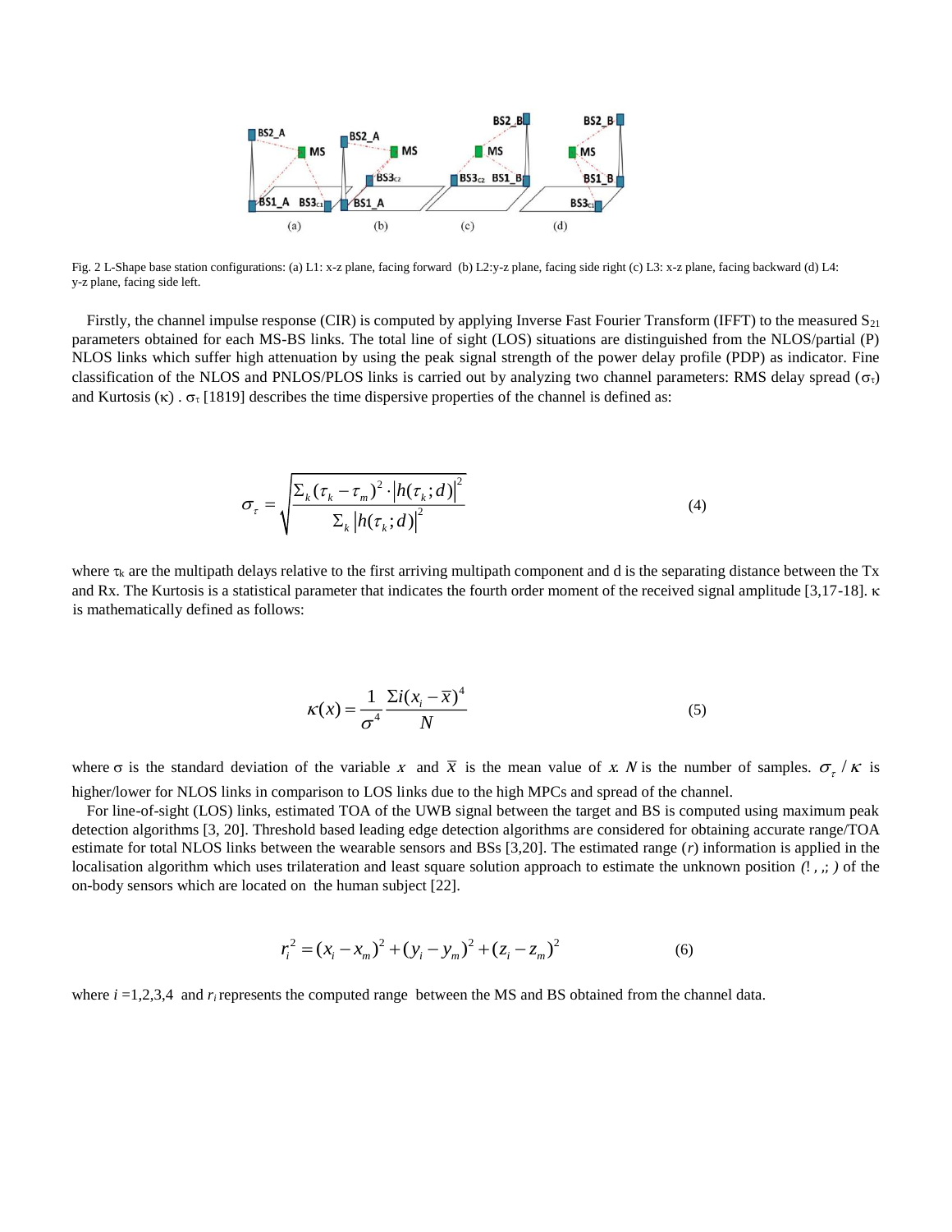Fig. 2 L-Shape base station configurations: (a) L1: x-z plane, facing forward (b) L2:y-z plane, facing side right (c) L3: x-z plane, facing backward (d) L4: y-z plane, facing side left.

Firstly, the channel impulse response (CIR) is computed by applying Inverse Fast Fourier Transform (IFFT) to the measured $S_{21}$ parameters obtained for each MS-BS links. The total line of sight (LOS) situations are distinguished from the NLOS/partial (P) NLOS links which suffer high attenuation by using the peak signal strength of the power delay profile (PDP) as indicator. Fine classification of the NLOS and PNLOS/PLOS links is carried out by analyzing two channel parameters: RMS delay spread ($\sigma_\tau$) and Kurtosis ($\kappa$) . $\sigma_\tau$ [1819] describes the time dispersive properties of the channel is defined as:

$$\sigma_\tau = \sqrt{\frac{\Sigma_k (\tau_k - \tau_m)^2 \cdot |h(\tau_k; d)|^2}{\Sigma_k |h(\tau_k; d)|^2}} \tag{4}$$

where $\tau_k$ are the multipath delays relative to the first arriving multipath component and d is the separating distance between the Tx and Rx. The Kurtosis is a statistical parameter that indicates the fourth order moment of the received signal amplitude [3,17-18]. $\kappa$ is mathematically defined as follows:

$$\kappa(x) = \frac{1}{\sigma^4} \frac{\Sigma i (x_i - \overline{x})^4}{N} \tag{5}$$

where $\sigma$ is the standard deviation of the variable $x$ and $\overline{x}$ is the mean value of $x$. $N$ is the number of samples. $\sigma_\tau / \kappa$ is higher/lower for NLOS links in comparison to LOS links due to the high MPCs and spread of the channel.

For line-of-sight (LOS) links, estimated TOA of the UWB signal between the target and BS is computed using maximum peak detection algorithms [3, 20]. Threshold based leading edge detection algorithms are considered for obtaining accurate range/TOA estimate for total NLOS links between the wearable sensors and BSs [3,20]. The estimated range ($r$) information is applied in the localisation algorithm which uses trilateration and least square solution approach to estimate the unknown position *(! , ,; )* of the on-body sensors which are located on the human subject [22].

$$r_i^2 = (x_i - x_m)^2 + (y_i - y_m)^2 + (z_i - z_m)^2 \tag{6}$$

where $i$ =1,2,3,4 and $r_i$ represents the computed range between the MS and BS obtained from the channel data.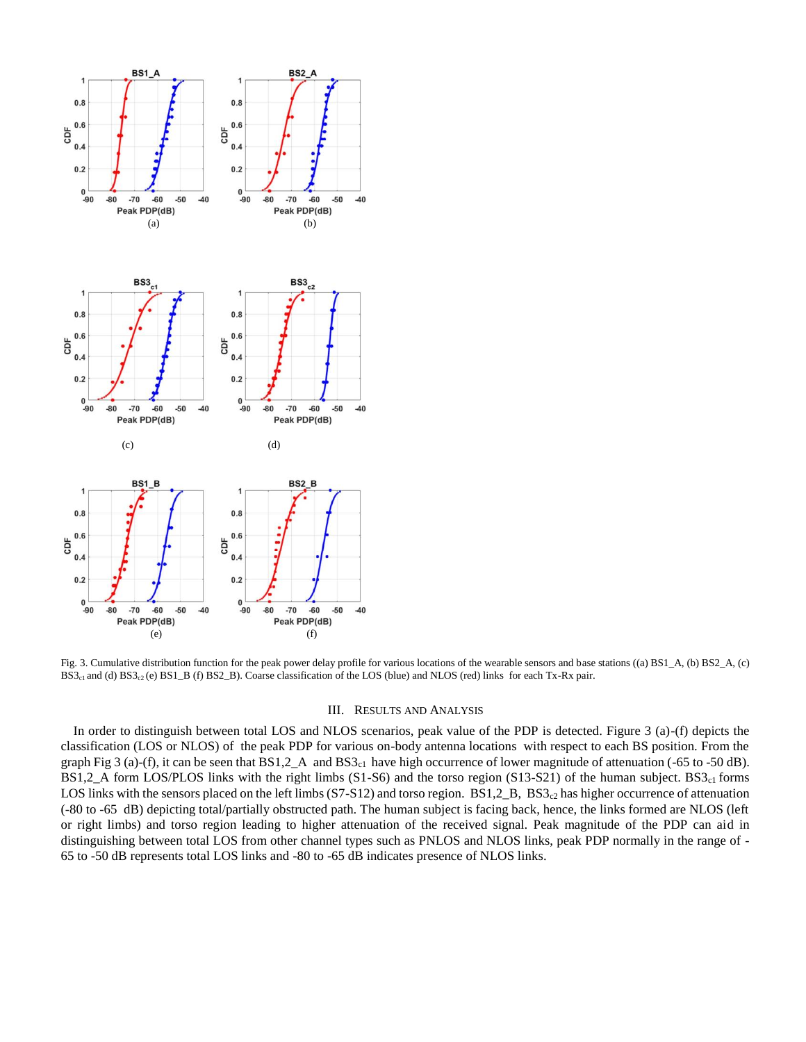Fig. 3. Cumulative distribution function for the peak power delay profile for various locations of the wearable sensors and base stations ((a) BS1_A, (b) BS2_A, (c) $BS3_{c1}$ and (d) $BS3_{c2}$ (e) BS1_B (f) BS2_B). Coarse classification of the LOS (blue) and NLOS (red) links for each Tx-Rx pair.

## III. Results and Analysis

In order to distinguish between total LOS and NLOS scenarios, peak value of the PDP is detected. Figure 3 (a)-(f) depicts the classification (LOS or NLOS) of the peak PDP for various on-body antenna locations with respect to each BS position. From the graph Fig 3 (a)-(f), it can be seen that BS1,2_A and $BS3_{c1}$ have high occurrence of lower magnitude of attenuation (-65 to -50 dB). BS1,2_A form LOS/PLOS links with the right limbs (S1-S6) and the torso region (S13-S21) of the human subject. $BS3_{c1}$ forms LOS links with the sensors placed on the left limbs (S7-S12) and torso region. BS1,2_B, $BS3_{c2}$ has higher occurrence of attenuation (-80 to -65 dB) depicting total/partially obstructed path. The human subject is facing back, hence, the links formed are NLOS (left or right limbs) and torso region leading to higher attenuation of the received signal. Peak magnitude of the PDP can aid in distinguishing between total LOS from other channel types such as PNLOS and NLOS links, peak PDP normally in the range of -65 to -50 dB represents total LOS links and -80 to -65 dB indicates presence of NLOS links.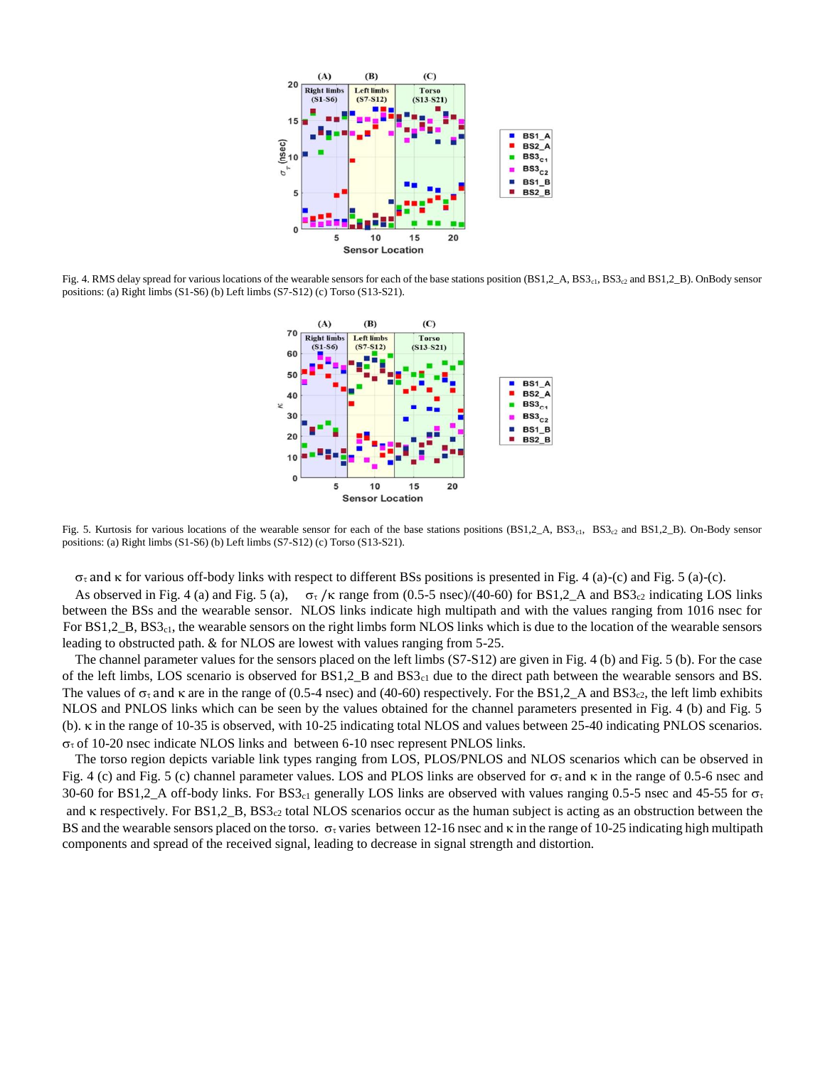Fig. 4. RMS delay spread for various locations of the wearable sensors for each of the base stations position (BS1,2_A, BS3$_{c1}$, BS3$_{c2}$ and BS1,2_B). OnBody sensor positions: (a) Right limbs (S1-S6) (b) Left limbs (S7-S12) (c) Torso (S13-S21).

Fig. 5. Kurtosis for various locations of the wearable sensor for each of the base stations positions (BS1,2_A, BS3$_{c1}$, BS3$_{c2}$ and BS1,2_B). On-Body sensor positions: (a) Right limbs (S1-S6) (b) Left limbs (S7-S12) (c) Torso (S13-S21).

$\sigma_\tau$ and $\kappa$ for various off-body links with respect to different BSs positions is presented in Fig. 4 (a)-(c) and Fig. 5 (a)-(c).

As observed in Fig. 4 (a) and Fig. 5 (a), $\sigma_\tau$ /$\kappa$ range from (0.5-5 nsec)/(40-60) for BS1,2_A and BS3$_{c2}$ indicating LOS links between the BSs and the wearable sensor. NLOS links indicate high multipath and with the values ranging from 1016 nsec for For BS1,2_B, BS3$_{c1}$, the wearable sensors on the right limbs form NLOS links which is due to the location of the wearable sensors leading to obstructed path. & for NLOS are lowest with values ranging from 5-25.

The channel parameter values for the sensors placed on the left limbs (S7-S12) are given in Fig. 4 (b) and Fig. 5 (b). For the case of the left limbs, LOS scenario is observed for BS1,2_B and BS3$_{c1}$ due to the direct path between the wearable sensors and BS. The values of $\sigma_\tau$ and $\kappa$ are in the range of (0.5-4 nsec) and (40-60) respectively. For the BS1,2_A and BS3$_{c2}$, the left limb exhibits NLOS and PNLOS links which can be seen by the values obtained for the channel parameters presented in Fig. 4 (b) and Fig. 5 (b). $\kappa$ in the range of 10-35 is observed, with 10-25 indicating total NLOS and values between 25-40 indicating PNLOS scenarios. $\sigma_\tau$ of 10-20 nsec indicate NLOS links and between 6-10 nsec represent PNLOS links.

The torso region depicts variable link types ranging from LOS, PLOS/PNLOS and NLOS scenarios which can be observed in Fig. 4 (c) and Fig. 5 (c) channel parameter values. LOS and PLOS links are observed for $\sigma_\tau$ and $\kappa$ in the range of 0.5-6 nsec and 30-60 for BS1,2_A off-body links. For BS3$_{c1}$ generally LOS links are observed with values ranging 0.5-5 nsec and 45-55 for $\sigma_\tau$ and $\kappa$ respectively. For BS1,2_B, BS3$_{c2}$ total NLOS scenarios occur as the human subject is acting as an obstruction between the BS and the wearable sensors placed on the torso. $\sigma_\tau$ varies between 12-16 nsec and $\kappa$ in the range of 10-25 indicating high multipath components and spread of the received signal, leading to decrease in signal strength and distortion.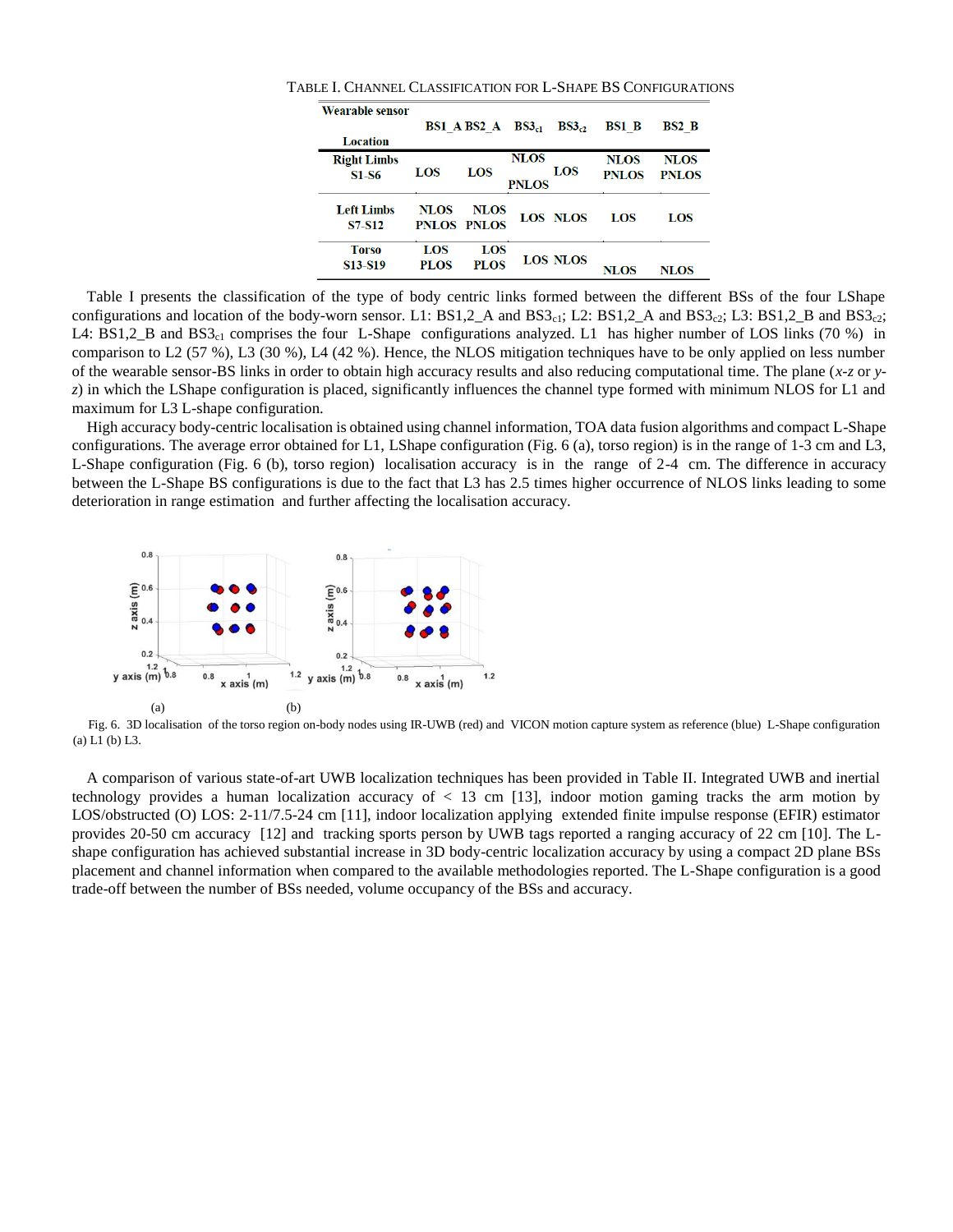TABLE I. CHANNEL CLASSIFICATION FOR L-SHAPE BS CONFIGURATIONS

| Wearable sensor Location | BS1_A | BS2_A | $BS3_{c1}$ | $BS3_{c2}$ | BS1_B | BS2_B |
|---|---|---|---|---|---|---|
| Right Limbs S1-S6 | LOS | LOS | NLOS PNLOS | LOS | NLOS PNLOS | NLOS PNLOS |
| Left Limbs S7-S12 | NLOS PNLOS | NLOS PNLOS | LOS | NLOS | LOS | LOS |
| Torso S13-S19 | LOS PLOS | LOS PLOS | LOS | NLOS | NLOS | NLOS |

Table I presents the classification of the type of body centric links formed between the different BSs of the four LShape configurations and location of the body-worn sensor. L1: BS1,2_A and $BS3_{c1}$; L2: BS1,2_A and $BS3_{c2}$; L3: BS1,2_B and $BS3_{c2}$; L4: BS1,2_B and $BS3_{c1}$ comprises the four L-Shape configurations analyzed. L1 has higher number of LOS links (70 %) in comparison to L2 (57 %), L3 (30 %), L4 (42 %). Hence, the NLOS mitigation techniques have to be only applied on less number of the wearable sensor-BS links in order to obtain high accuracy results and also reducing computational time. The plane (*x-z* or *y-z*) in which the LShape configuration is placed, significantly influences the channel type formed with minimum NLOS for L1 and maximum for L3 L-shape configuration.

High accuracy body-centric localisation is obtained using channel information, TOA data fusion algorithms and compact L-Shape configurations. The average error obtained for L1, LShape configuration (Fig. 6 (a), torso region) is in the range of 1-3 cm and L3, L-Shape configuration (Fig. 6 (b), torso region) localisation accuracy is in the range of 2-4 cm. The difference in accuracy between the L-Shape BS configurations is due to the fact that L3 has 2.5 times higher occurrence of NLOS links leading to some deterioration in range estimation and further affecting the localisation accuracy.

Fig. 6. 3D localisation of the torso region on-body nodes using IR-UWB (red) and VICON motion capture system as reference (blue) L-Shape configuration (a) L1 (b) L3.

A comparison of various state-of-art UWB localization techniques has been provided in Table II. Integrated UWB and inertial technology provides a human localization accuracy of < 13 cm [13], indoor motion gaming tracks the arm motion by LOS/obstructed (O) LOS: 2-11/7.5-24 cm [11], indoor localization applying extended finite impulse response (EFIR) estimator provides 20-50 cm accuracy [12] and tracking sports person by UWB tags reported a ranging accuracy of 22 cm [10]. The L-shape configuration has achieved substantial increase in 3D body-centric localization accuracy by using a compact 2D plane BSs placement and channel information when compared to the available methodologies reported. The L-Shape configuration is a good trade-off between the number of BSs needed, volume occupancy of the BSs and accuracy.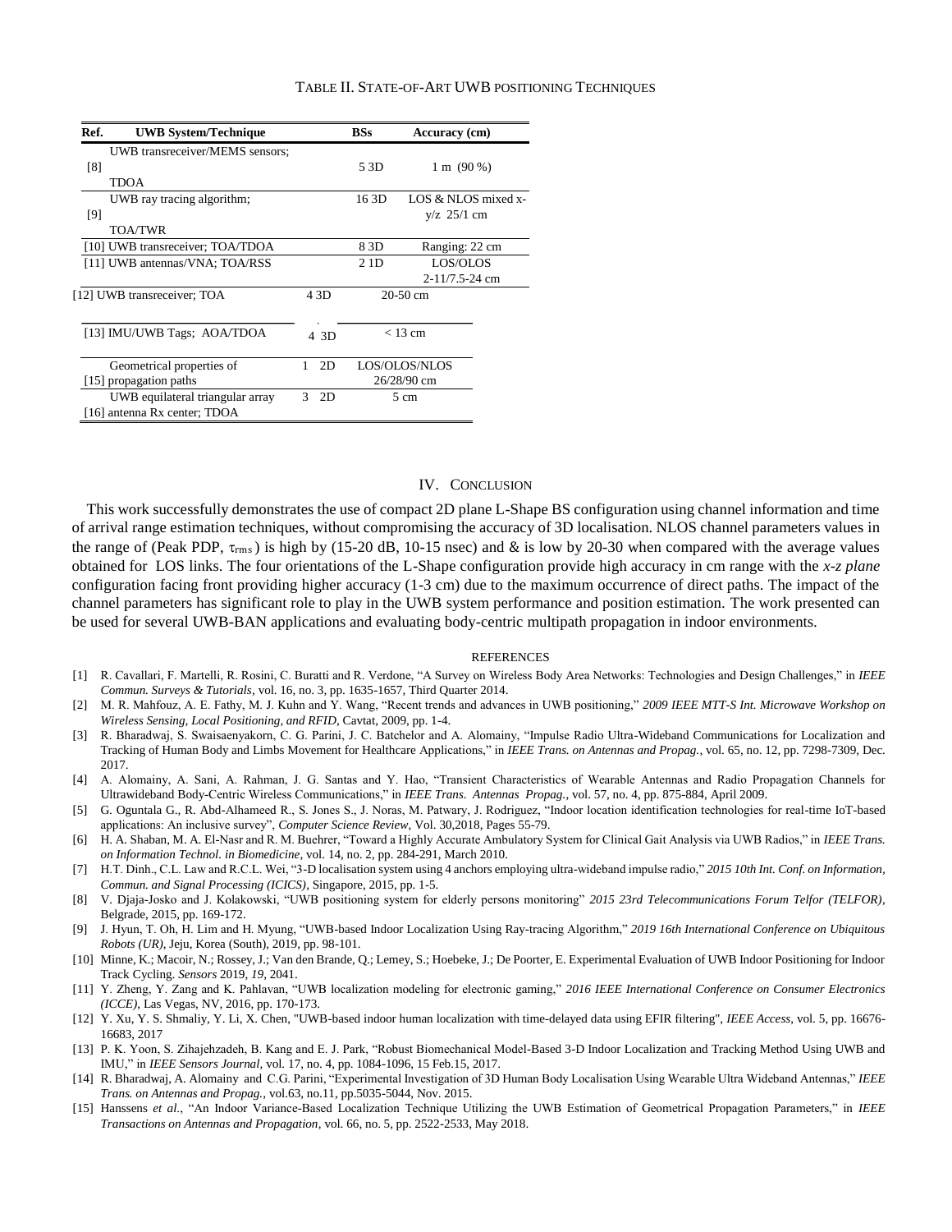TABLE II. STATE-OF-ART UWB POSITIONING TECHNIQUES

| Ref. | UWB System/Technique | BSs | Accuracy (cm) |
|---|---|---|---|
| [8] | UWB transreceiver/MEMS sensors; TDOA | 5 3D | 1 m (90 %) |
| [9] | UWB ray tracing algorithm; TOA/TWR | 16 3D | LOS & NLOS mixed x-y/z 25/1 cm |
| [10] | UWB transreceiver; TOA/TDOA | 8 3D | Ranging: 22 cm |
| [11] | UWB antennas/VNA; TOA/RSS | 2 1D | LOS/OLOS 2-11/7.5-24 cm |
| [12] | UWB transreceiver; TOA | 4 3D | 20-50 cm |
| [13] | IMU/UWB Tags; AOA/TDOA | 4 3D | < 13 cm |
| [15] | Geometrical properties of propagation paths | 1 2D | LOS/OLOS/NLOS 26/28/90 cm |
| [16] | UWB equilateral triangular array antenna Rx center; TDOA | 3 2D | 5 cm |

## IV. CONCLUSION

This work successfully demonstrates the use of compact 2D plane L-Shape BS configuration using channel information and time of arrival range estimation techniques, without compromising the accuracy of 3D localisation. NLOS channel parameters values in the range of (Peak PDP, $\tau_{rms}$) is high by (15-20 dB, 10-15 nsec) and & is low by 20-30 when compared with the average values obtained for LOS links. The four orientations of the L-Shape configuration provide high accuracy in cm range with the *x-z plane* configuration facing front providing higher accuracy (1-3 cm) due to the maximum occurrence of direct paths. The impact of the channel parameters has significant role to play in the UWB system performance and position estimation. The work presented can be used for several UWB-BAN applications and evaluating body-centric multipath propagation in indoor environments.

## REFERENCES

[1] R. Cavallari, F. Martelli, R. Rosini, C. Buratti and R. Verdone, "A Survey on Wireless Body Area Networks: Technologies and Design Challenges," in *IEEE Commun. Surveys & Tutorials*, vol. 16, no. 3, pp. 1635-1657, Third Quarter 2014.

[2] M. R. Mahfouz, A. E. Fathy, M. J. Kuhn and Y. Wang, "Recent trends and advances in UWB positioning," *2009 IEEE MTT-S Int. Microwave Workshop on Wireless Sensing, Local Positioning, and RFID*, Cavtat, 2009, pp. 1-4.

[3] R. Bharadwaj, S. Swaisaenyakorn, C. G. Parini, J. C. Batchelor and A. Alomainy, "Impulse Radio Ultra-Wideband Communications for Localization and Tracking of Human Body and Limbs Movement for Healthcare Applications," in *IEEE Trans. on Antennas and Propag.*, vol. 65, no. 12, pp. 7298-7309, Dec. 2017.

[4] A. Alomainy, A. Sani, A. Rahman, J. G. Santas and Y. Hao, "Transient Characteristics of Wearable Antennas and Radio Propagation Channels for Ultrawideband Body-Centric Wireless Communications," in *IEEE Trans. Antennas Propag.*, vol. 57, no. 4, pp. 875-884, April 2009.

[5] G. Oguntala G., R. Abd-Alhameed R., S. Jones S., J. Noras, M. Patwary, J. Rodriguez, "Indoor location identification technologies for real-time IoT-based applications: An inclusive survey", *Computer Science Review*, Vol. 30,2018, Pages 55-79.

[6] H. A. Shaban, M. A. El-Nasr and R. M. Buehrer, "Toward a Highly Accurate Ambulatory System for Clinical Gait Analysis via UWB Radios," in *IEEE Trans. on Information Technol. in Biomedicine*, vol. 14, no. 2, pp. 284-291, March 2010.

[7] H.T. Dinh., C.L. Law and R.C.L. Wei, "3-D localisation system using 4 anchors employing ultra-wideband impulse radio," *2015 10th Int. Conf. on Information, Commun. and Signal Processing (ICICS)*, Singapore, 2015, pp. 1-5.

[8] V. Djaja-Josko and J. Kolakowski, "UWB positioning system for elderly persons monitoring" *2015 23rd Telecommunications Forum Telfor (TELFOR)*, Belgrade, 2015, pp. 169-172.

[9] J. Hyun, T. Oh, H. Lim and H. Myung, "UWB-based Indoor Localization Using Ray-tracing Algorithm," *2019 16th International Conference on Ubiquitous Robots (UR)*, Jeju, Korea (South), 2019, pp. 98-101.

[10] Minne, K.; Macoir, N.; Rossey, J.; Van den Brande, Q.; Lemey, S.; Hoebeke, J.; De Poorter, E. Experimental Evaluation of UWB Indoor Positioning for Indoor Track Cycling. *Sensors* 2019, *19*, 2041.

[11] Y. Zheng, Y. Zang and K. Pahlavan, "UWB localization modeling for electronic gaming," *2016 IEEE International Conference on Consumer Electronics (ICCE)*, Las Vegas, NV, 2016, pp. 170-173.

[12] Y. Xu, Y. S. Shmaliy, Y. Li, X. Chen, "UWB-based indoor human localization with time-delayed data using EFIR filtering", *IEEE Access*, vol. 5, pp. 16676-16683, 2017

[13] P. K. Yoon, S. Zihajehzadeh, B. Kang and E. J. Park, "Robust Biomechanical Model-Based 3-D Indoor Localization and Tracking Method Using UWB and IMU," in *IEEE Sensors Journal*, vol. 17, no. 4, pp. 1084-1096, 15 Feb.15, 2017.

[14] R. Bharadwaj, A. Alomainy and C.G. Parini, "Experimental Investigation of 3D Human Body Localisation Using Wearable Ultra Wideband Antennas," *IEEE Trans. on Antennas and Propag.*, vol.63, no.11, pp.5035-5044, Nov. 2015.

[15] Hanssens *et al.*, "An Indoor Variance-Based Localization Technique Utilizing the UWB Estimation of Geometrical Propagation Parameters," in *IEEE Transactions on Antennas and Propagation*, vol. 66, no. 5, pp. 2522-2533, May 2018.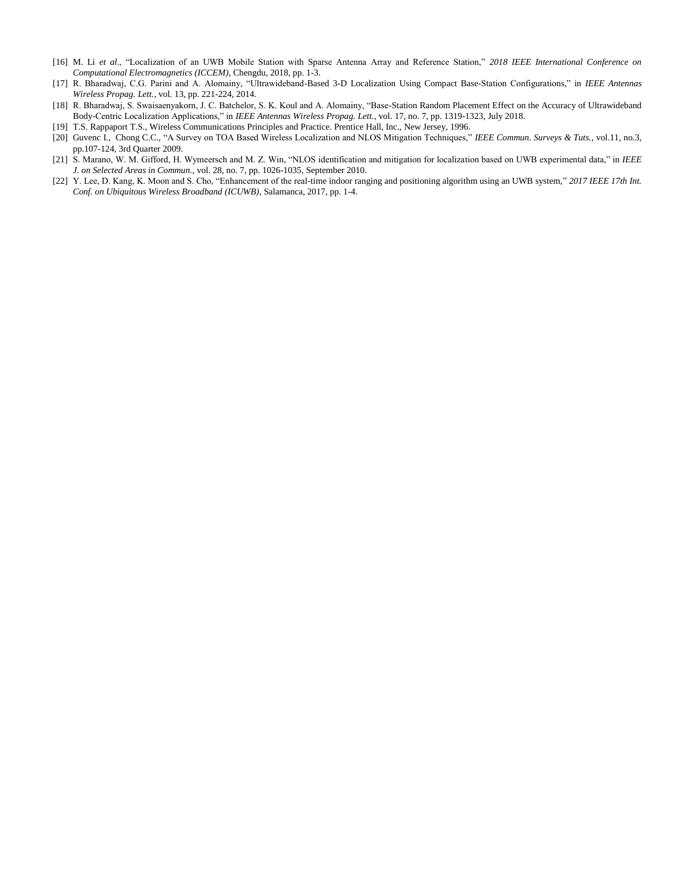[16] M. Li *et al*., "Localization of an UWB Mobile Station with Sparse Antenna Array and Reference Station," *2018 IEEE International Conference on Computational Electromagnetics (ICCEM)*, Chengdu, 2018, pp. 1-3.

[17] R. Bharadwaj, C.G. Parini and A. Alomainy, "Ultrawideband-Based 3-D Localization Using Compact Base-Station Configurations," in *IEEE Antennas Wireless Propag. Lett.*, vol. 13, pp. 221-224, 2014.

[18] R. Bharadwaj, S. Swaisaenyakorn, J. C. Batchelor, S. K. Koul and A. Alomainy, "Base-Station Random Placement Effect on the Accuracy of Ultrawideband Body-Centric Localization Applications," in *IEEE Antennas Wireless Propag. Lett.*, vol. 17, no. 7, pp. 1319-1323, July 2018.

[19] T.S. Rappaport T.S., Wireless Communications Principles and Practice. Prentice Hall, Inc., New Jersey, 1996.

[20] Guvenc I., Chong C.C., "A Survey on TOA Based Wireless Localization and NLOS Mitigation Techniques," *IEEE Commun. Surveys & Tuts.*, vol.11, no.3, pp.107-124, 3rd Quarter 2009.

[21] S. Marano, W. M. Gifford, H. Wymeersch and M. Z. Win, "NLOS identification and mitigation for localization based on UWB experimental data," in *IEEE J. on Selected Areas in Commun.*, vol. 28, no. 7, pp. 1026-1035, September 2010.

[22] Y. Lee, D. Kang, K. Moon and S. Cho, "Enhancement of the real-time indoor ranging and positioning algorithm using an UWB system," *2017 IEEE 17th Int. Conf. on Ubiquitous Wireless Broadband (ICUWB)*, Salamanca, 2017, pp. 1-4.